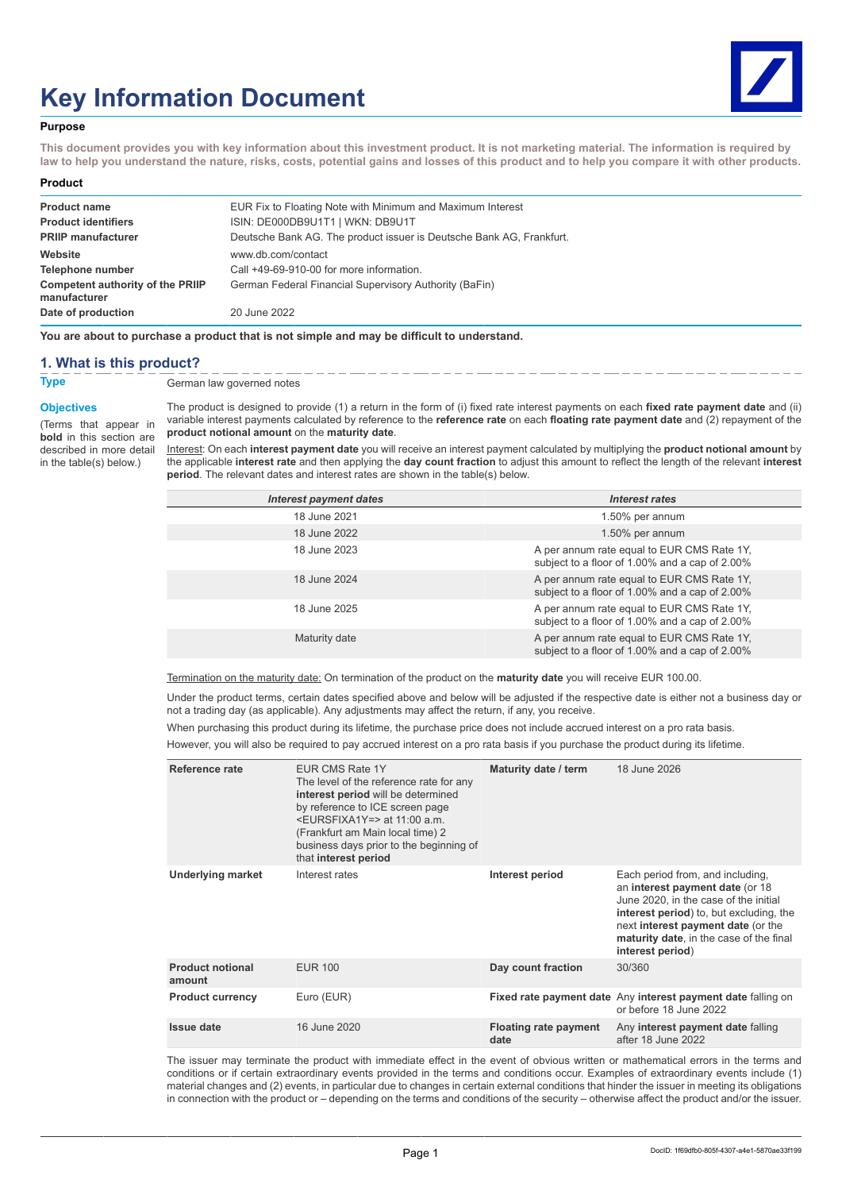# Key Information Document

**Purpose**

**This document provides you with key information about this investment product. It is not marketing material. The information is required by law to help you understand the nature, risks, costs, potential gains and losses of this product and to help you compare it with other products.**

**Product**

| | |
|---|---|
| **Product name** | EUR Fix to Floating Note with Minimum and Maximum Interest |
| **Product identifiers** | ISIN: DE000DB9U1T1 \| WKN: DB9U1T |
| **PRIIP manufacturer** | Deutsche Bank AG. The product issuer is Deutsche Bank AG, Frankfurt. |
| **Website** | www.db.com/contact |
| **Telephone number** | Call +49-69-910-00 for more information. |
| **Competent authority of the PRIIP manufacturer** | German Federal Financial Supervisory Authority (BaFin) |
| **Date of production** | 20 June 2022 |

**You are about to purchase a product that is not simple and may be difficult to understand.**

## 1. What is this product?

**Type**

German law governed notes

**Objectives**

(Terms that appear in **bold** in this section are described in more detail in the table(s) below.)

The product is designed to provide (1) a return in the form of (i) fixed rate interest payments on each **fixed rate payment date** and (ii) variable interest payments calculated by reference to the **reference rate** on each **floating rate payment date** and (2) repayment of the **product notional amount** on the **maturity date**.

Interest: On each **interest payment date** you will receive an interest payment calculated by multiplying the **product notional amount** by the applicable **interest rate** and then applying the **day count fraction** to adjust this amount to reflect the length of the relevant **interest period**. The relevant dates and interest rates are shown in the table(s) below.

| *Interest payment dates* | *Interest rates* |
|---|---|
| 18 June 2021 | 1.50% per annum |
| 18 June 2022 | 1.50% per annum |
| 18 June 2023 | A per annum rate equal to EUR CMS Rate 1Y, subject to a floor of 1.00% and a cap of 2.00% |
| 18 June 2024 | A per annum rate equal to EUR CMS Rate 1Y, subject to a floor of 1.00% and a cap of 2.00% |
| 18 June 2025 | A per annum rate equal to EUR CMS Rate 1Y, subject to a floor of 1.00% and a cap of 2.00% |
| Maturity date | A per annum rate equal to EUR CMS Rate 1Y, subject to a floor of 1.00% and a cap of 2.00% |

Termination on the maturity date: On termination of the product on the **maturity date** you will receive EUR 100.00.

Under the product terms, certain dates specified above and below will be adjusted if the respective date is either not a business day or not a trading day (as applicable). Any adjustments may affect the return, if any, you receive.

When purchasing this product during its lifetime, the purchase price does not include accrued interest on a pro rata basis.

However, you will also be required to pay accrued interest on a pro rata basis if you purchase the product during its lifetime.

| | | | |
|---|---|---|---|
| **Reference rate** | EUR CMS Rate 1Y<br>The level of the reference rate for any **interest period** will be determined by reference to ICE screen page <EURSFIXA1Y=> at 11:00 a.m. (Frankfurt am Main local time) 2 business days prior to the beginning of that **interest period** | **Maturity date / term** | 18 June 2026 |
| **Underlying market** | Interest rates | **Interest period** | Each period from, and including, an **interest payment date** (or 18 June 2020, in the case of the initial **interest period**) to, but excluding, the next **interest payment date** (or the **maturity date**, in the case of the final **interest period**) |
| **Product notional amount** | EUR 100 | **Day count fraction** | 30/360 |
| **Product currency** | Euro (EUR) | **Fixed rate payment date** | Any **interest payment date** falling on or before 18 June 2022 |
| **Issue date** | 16 June 2020 | **Floating rate payment date** | Any **interest payment date** falling after 18 June 2022 |

The issuer may terminate the product with immediate effect in the event of obvious written or mathematical errors in the terms and conditions or if certain extraordinary events provided in the terms and conditions occur. Examples of extraordinary events include (1) material changes and (2) events, in particular due to changes in certain external conditions that hinder the issuer in meeting its obligations in connection with the product or – depending on the terms and conditions of the security – otherwise affect the product and/or the issuer.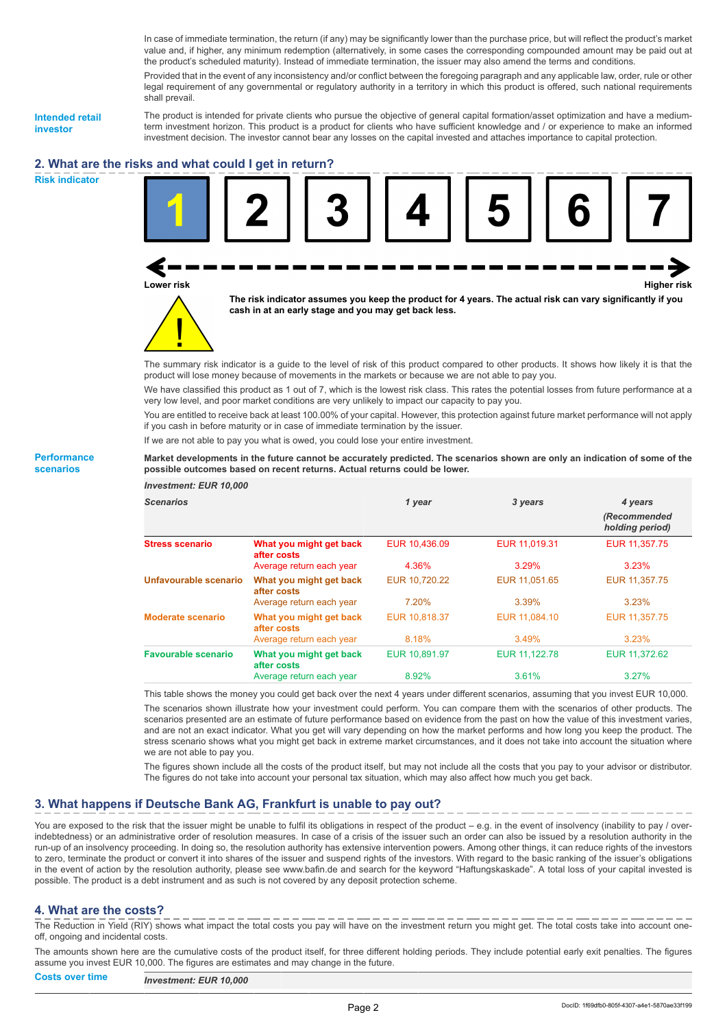In case of immediate termination, the return (if any) may be significantly lower than the purchase price, but will reflect the product's market value and, if higher, any minimum redemption (alternatively, in some cases the corresponding compounded amount may be paid out at the product's scheduled maturity). Instead of immediate termination, the issuer may also amend the terms and conditions.

Provided that in the event of any inconsistency and/or conflict between the foregoing paragraph and any applicable law, order, rule or other legal requirement of any governmental or regulatory authority in a territory in which this product is offered, such national requirements shall prevail.

**Intended retail investor**

The product is intended for private clients who pursue the objective of general capital formation/asset optimization and have a medium-term investment horizon. This product is a product for clients who have sufficient knowledge and / or experience to make an informed investment decision. The investor cannot bear any losses on the capital invested and attaches importance to capital protection.

## 2. What are the risks and what could I get in return?

**Risk indicator**

| **1** | 2 | 3 | 4 | 5 | 6 | 7 |
|---|---|---|---|---|---|---|

Lower risk ← → Higher risk

**The risk indicator assumes you keep the product for 4 years. The actual risk can vary significantly if you cash in at an early stage and you may get back less.**

The summary risk indicator is a guide to the level of risk of this product compared to other products. It shows how likely it is that the product will lose money because of movements in the markets or because we are not able to pay you.

We have classified this product as 1 out of 7, which is the lowest risk class. This rates the potential losses from future performance at a very low level, and poor market conditions are very unlikely to impact our capacity to pay you.

You are entitled to receive back at least 100.00% of your capital. However, this protection against future market performance will not apply if you cash in before maturity or in case of immediate termination by the issuer.

If we are not able to pay you what is owed, you could lose your entire investment.

**Performance scenarios**

**Market developments in the future cannot be accurately predicted. The scenarios shown are only an indication of some of the possible outcomes based on recent returns. Actual returns could be lower.**

*Investment: EUR 10,000*

| *Scenarios* | | *1 year* | *3 years* | *4 years (Recommended holding period)* |
|---|---|---|---|---|
| **Stress scenario** | **What you might get back after costs** | EUR 10,436.09 | EUR 11,019.31 | EUR 11,357.75 |
| | Average return each year | 4.36% | 3.29% | 3.23% |
| **Unfavourable scenario** | **What you might get back after costs** | EUR 10,720.22 | EUR 11,051.65 | EUR 11,357.75 |
| | Average return each year | 7.20% | 3.39% | 3.23% |
| **Moderate scenario** | **What you might get back after costs** | EUR 10,818.37 | EUR 11,084.10 | EUR 11,357.75 |
| | Average return each year | 8.18% | 3.49% | 3.23% |
| **Favourable scenario** | **What you might get back after costs** | EUR 10,891.97 | EUR 11,122.78 | EUR 11,372.62 |
| | Average return each year | 8.92% | 3.61% | 3.27% |

This table shows the money you could get back over the next 4 years under different scenarios, assuming that you invest EUR 10,000.

The scenarios shown illustrate how your investment could perform. You can compare them with the scenarios of other products. The scenarios presented are an estimate of future performance based on evidence from the past on how the value of this investment varies, and are not an exact indicator. What you get will vary depending on how the market performs and how long you keep the product. The stress scenario shows what you might get back in extreme market circumstances, and it does not take into account the situation where we are not able to pay you.

The figures shown include all the costs of the product itself, but may not include all the costs that you pay to your advisor or distributor. The figures do not take into account your personal tax situation, which may also affect how much you get back.

## 3. What happens if Deutsche Bank AG, Frankfurt is unable to pay out?

You are exposed to the risk that the issuer might be unable to fulfil its obligations in respect of the product – e.g. in the event of insolvency (inability to pay / over-indebtedness) or an administrative order of resolution measures. In case of a crisis of the issuer such an order can also be issued by a resolution authority in the run-up of an insolvency proceeding. In doing so, the resolution authority has extensive intervention powers. Among other things, it can reduce rights of the investors to zero, terminate the product or convert it into shares of the issuer and suspend rights of the investors. With regard to the basic ranking of the issuer's obligations in the event of action by the resolution authority, please see www.bafin.de and search for the keyword "Haftungskaskade". A total loss of your capital invested is possible. The product is a debt instrument and as such is not covered by any deposit protection scheme.

## 4. What are the costs?

The Reduction in Yield (RIY) shows what impact the total costs you pay will have on the investment return you might get. The total costs take into account one-off, ongoing and incidental costs.

The amounts shown here are the cumulative costs of the product itself, for three different holding periods. They include potential early exit penalties. The figures assume you invest EUR 10,000. The figures are estimates and may change in the future.

**Costs over time**

*Investment: EUR 10,000*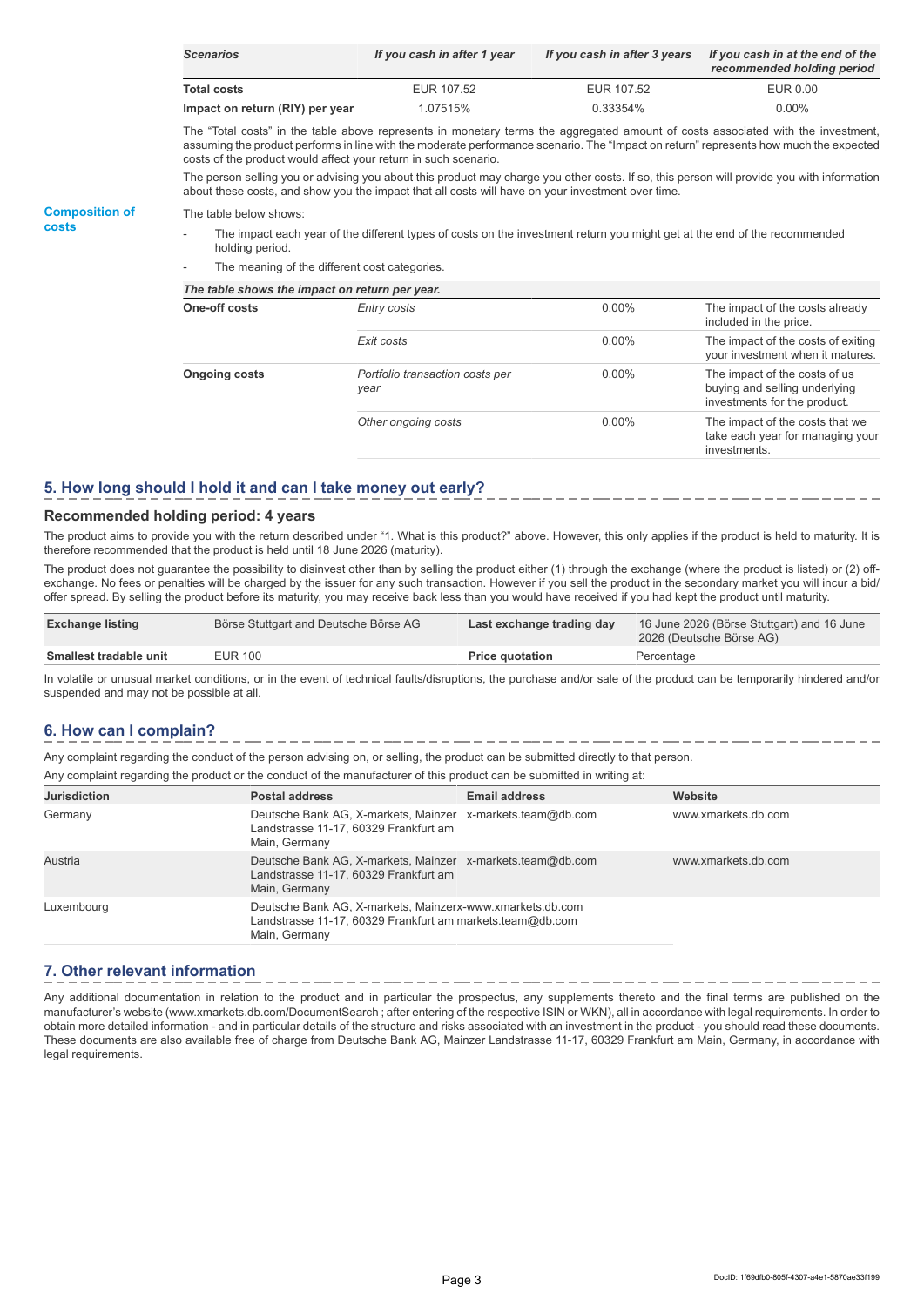| *Scenarios* | *If you cash in after 1 year* | *If you cash in after 3 years* | *If you cash in at the end of the recommended holding period* |
| --- | --- | --- | --- |
| **Total costs** | EUR 107.52 | EUR 107.52 | EUR 0.00 |
| **Impact on return (RIY) per year** | 1.07515% | 0.33354% | 0.00% |

The "Total costs" in the table above represents in monetary terms the aggregated amount of costs associated with the investment, assuming the product performs in line with the moderate performance scenario. The "Impact on return" represents how much the expected costs of the product would affect your return in such scenario.

The person selling you or advising you about this product may charge you other costs. If so, this person will provide you with information about these costs, and show you the impact that all costs will have on your investment over time.

**Composition of costs**

The table below shows:

- The impact each year of the different types of costs on the investment return you might get at the end of the recommended holding period.
- The meaning of the different cost categories.

| *The table shows the impact on return per year.* | | | |
| --- | --- | --- | --- |
| **One-off costs** | *Entry costs* | 0.00% | The impact of the costs already included in the price. |
| | *Exit costs* | 0.00% | The impact of the costs of exiting your investment when it matures. |
| **Ongoing costs** | *Portfolio transaction costs per year* | 0.00% | The impact of the costs of us buying and selling underlying investments for the product. |
| | *Other ongoing costs* | 0.00% | The impact of the costs that we take each year for managing your investments. |

## 5. How long should I hold it and can I take money out early?

### Recommended holding period: 4 years

The product aims to provide you with the return described under "1. What is this product?" above. However, this only applies if the product is held to maturity. It is therefore recommended that the product is held until 18 June 2026 (maturity).

The product does not guarantee the possibility to disinvest other than by selling the product either (1) through the exchange (where the product is listed) or (2) off-exchange. No fees or penalties will be charged by the issuer for any such transaction. However if you sell the product in the secondary market you will incur a bid/offer spread. By selling the product before its maturity, you may receive back less than you would have received if you had kept the product until maturity.

| **Exchange listing** | Börse Stuttgart and Deutsche Börse AG | **Last exchange trading day** | 16 June 2026 (Börse Stuttgart) and 16 June 2026 (Deutsche Börse AG) |
| --- | --- | --- | --- |
| **Smallest tradable unit** | EUR 100 | **Price quotation** | Percentage |

In volatile or unusual market conditions, or in the event of technical faults/disruptions, the purchase and/or sale of the product can be temporarily hindered and/or suspended and may not be possible at all.

## 6. How can I complain?

Any complaint regarding the conduct of the person advising on, or selling, the product can be submitted directly to that person.

Any complaint regarding the product or the conduct of the manufacturer of this product can be submitted in writing at:

| Jurisdiction | Postal address | Email address | Website |
| --- | --- | --- | --- |
| Germany | Deutsche Bank AG, X-markets, Mainzer Landstrasse 11-17, 60329 Frankfurt am Main, Germany | x-markets.team@db.com | www.xmarkets.db.com |
| Austria | Deutsche Bank AG, X-markets, Mainzer Landstrasse 11-17, 60329 Frankfurt am Main, Germany | x-markets.team@db.com | www.xmarkets.db.com |
| Luxembourg | Deutsche Bank AG, X-markets, Mainzer Landstrasse 11-17, 60329 Frankfurt am Main, Germany | x-markets.team@db.com | www.xmarkets.db.com |

## 7. Other relevant information

Any additional documentation in relation to the product and in particular the prospectus, any supplements thereto and the final terms are published on the manufacturer's website (www.xmarkets.db.com/DocumentSearch ; after entering of the respective ISIN or WKN), all in accordance with legal requirements. In order to obtain more detailed information - and in particular details of the structure and risks associated with an investment in the product - you should read these documents. These documents are also available free of charge from Deutsche Bank AG, Mainzer Landstrasse 11-17, 60329 Frankfurt am Main, Germany, in accordance with legal requirements.